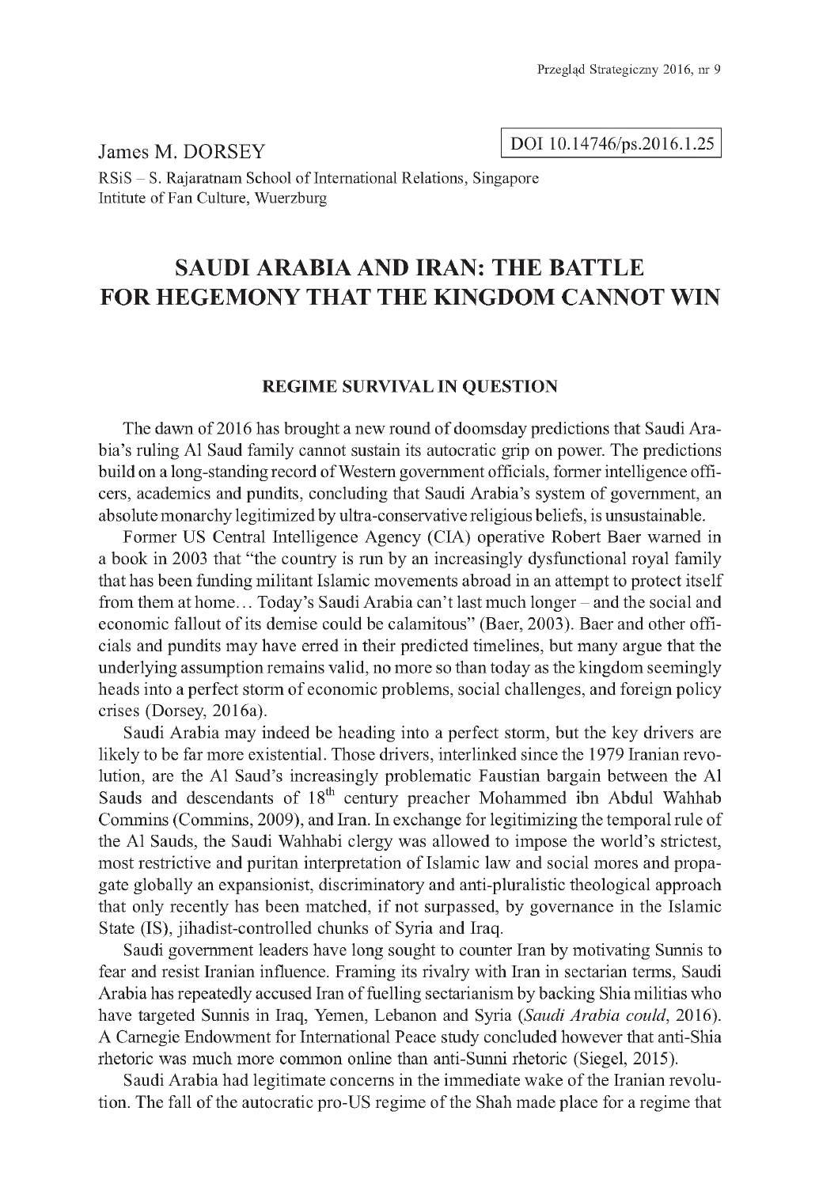James M. DORSEY

DOI 10.14746/ps.2016.1.25

RSiS – S. Rajaratnam School of International Relations, Singapore
Intitute of Fan Culture, Wuerzburg

# SAUDI ARABIA AND IRAN: THE BATTLE FOR HEGEMONY THAT THE KINGDOM CANNOT WIN

## REGIME SURVIVAL IN QUESTION

The dawn of 2016 has brought a new round of doomsday predictions that Saudi Arabia's ruling Al Saud family cannot sustain its autocratic grip on power. The predictions build on a long-standing record of Western government officials, former intelligence officers, academics and pundits, concluding that Saudi Arabia's system of government, an absolute monarchy legitimized by ultra-conservative religious beliefs, is unsustainable.

Former US Central Intelligence Agency (CIA) operative Robert Baer warned in a book in 2003 that "the country is run by an increasingly dysfunctional royal family that has been funding militant Islamic movements abroad in an attempt to protect itself from them at home… Today's Saudi Arabia can't last much longer – and the social and economic fallout of its demise could be calamitous" (Baer, 2003). Baer and other officials and pundits may have erred in their predicted timelines, but many argue that the underlying assumption remains valid, no more so than today as the kingdom seemingly heads into a perfect storm of economic problems, social challenges, and foreign policy crises (Dorsey, 2016a).

Saudi Arabia may indeed be heading into a perfect storm, but the key drivers are likely to be far more existential. Those drivers, interlinked since the 1979 Iranian revolution, are the Al Saud's increasingly problematic Faustian bargain between the Al Sauds and descendants of 18th century preacher Mohammed ibn Abdul Wahhab Commins (Commins, 2009), and Iran. In exchange for legitimizing the temporal rule of the Al Sauds, the Saudi Wahhabi clergy was allowed to impose the world's strictest, most restrictive and puritan interpretation of Islamic law and social mores and propagate globally an expansionist, discriminatory and anti-pluralistic theological approach that only recently has been matched, if not surpassed, by governance in the Islamic State (IS), jihadist-controlled chunks of Syria and Iraq.

Saudi government leaders have long sought to counter Iran by motivating Sunnis to fear and resist Iranian influence. Framing its rivalry with Iran in sectarian terms, Saudi Arabia has repeatedly accused Iran of fuelling sectarianism by backing Shia militias who have targeted Sunnis in Iraq, Yemen, Lebanon and Syria (*Saudi Arabia could*, 2016). A Carnegie Endowment for International Peace study concluded however that anti-Shia rhetoric was much more common online than anti-Sunni rhetoric (Siegel, 2015).

Saudi Arabia had legitimate concerns in the immediate wake of the Iranian revolution. The fall of the autocratic pro-US regime of the Shah made place for a regime that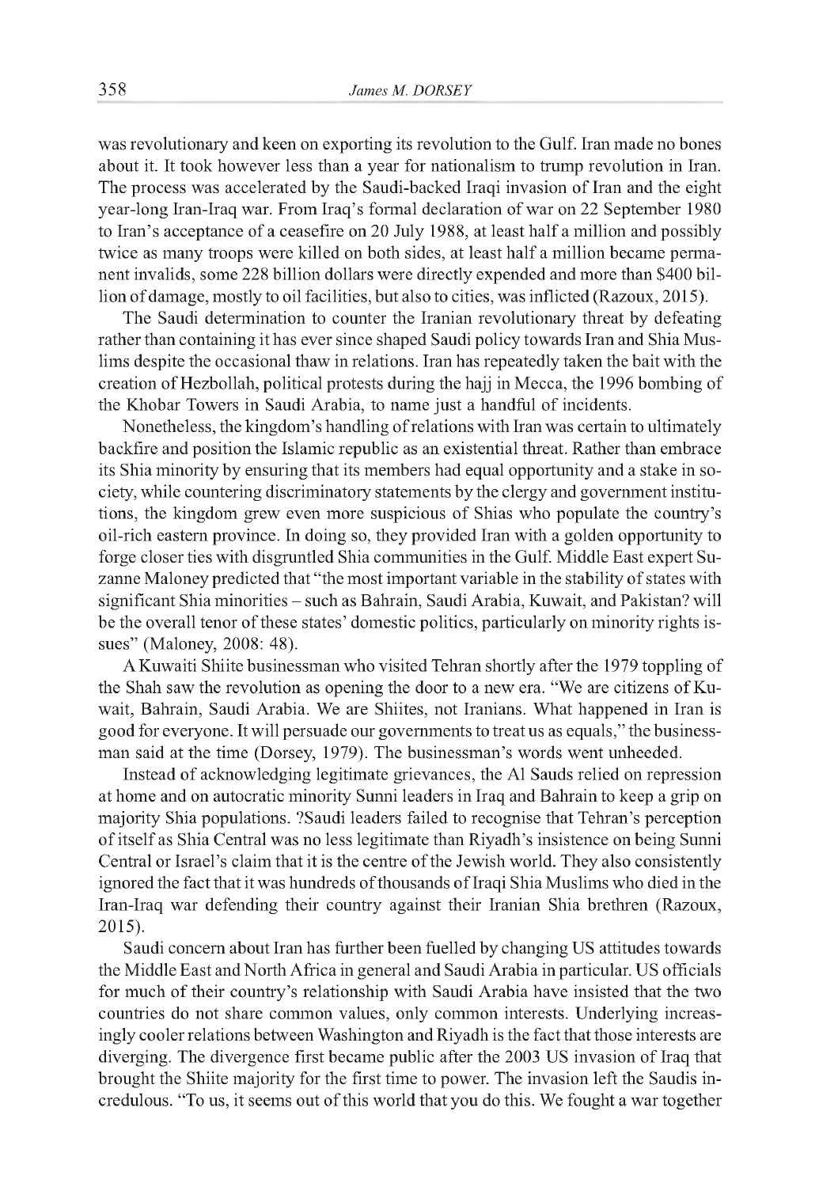was revolutionary and keen on exporting its revolution to the Gulf. Iran made no bones about it. It took however less than a year for nationalism to trump revolution in Iran. The process was accelerated by the Saudi-backed Iraqi invasion of Iran and the eight year-long Iran-Iraq war. From Iraq's formal declaration of war on 22 September 1980 to Iran's acceptance of a ceasefire on 20 July 1988, at least half a million and possibly twice as many troops were killed on both sides, at least half a million became permanent invalids, some 228 billion dollars were directly expended and more than $400 billion of damage, mostly to oil facilities, but also to cities, was inflicted (Razoux, 2015).

The Saudi determination to counter the Iranian revolutionary threat by defeating rather than containing it has ever since shaped Saudi policy towards Iran and Shia Muslims despite the occasional thaw in relations. Iran has repeatedly taken the bait with the creation of Hezbollah, political protests during the hajj in Mecca, the 1996 bombing of the Khobar Towers in Saudi Arabia, to name just a handful of incidents.

Nonetheless, the kingdom's handling of relations with Iran was certain to ultimately backfire and position the Islamic republic as an existential threat. Rather than embrace its Shia minority by ensuring that its members had equal opportunity and a stake in society, while countering discriminatory statements by the clergy and government institutions, the kingdom grew even more suspicious of Shias who populate the country's oil-rich eastern province. In doing so, they provided Iran with a golden opportunity to forge closer ties with disgruntled Shia communities in the Gulf. Middle East expert Suzanne Maloney predicted that "the most important variable in the stability of states with significant Shia minorities – such as Bahrain, Saudi Arabia, Kuwait, and Pakistan? will be the overall tenor of these states' domestic politics, particularly on minority rights issues" (Maloney, 2008: 48).

A Kuwaiti Shiite businessman who visited Tehran shortly after the 1979 toppling of the Shah saw the revolution as opening the door to a new era. "We are citizens of Kuwait, Bahrain, Saudi Arabia. We are Shiites, not Iranians. What happened in Iran is good for everyone. It will persuade our governments to treat us as equals," the businessman said at the time (Dorsey, 1979). The businessman's words went unheeded.

Instead of acknowledging legitimate grievances, the Al Sauds relied on repression at home and on autocratic minority Sunni leaders in Iraq and Bahrain to keep a grip on majority Shia populations. ?Saudi leaders failed to recognise that Tehran's perception of itself as Shia Central was no less legitimate than Riyadh's insistence on being Sunni Central or Israel's claim that it is the centre of the Jewish world. They also consistently ignored the fact that it was hundreds of thousands of Iraqi Shia Muslims who died in the Iran-Iraq war defending their country against their Iranian Shia brethren (Razoux, 2015).

Saudi concern about Iran has further been fuelled by changing US attitudes towards the Middle East and North Africa in general and Saudi Arabia in particular. US officials for much of their country's relationship with Saudi Arabia have insisted that the two countries do not share common values, only common interests. Underlying increasingly cooler relations between Washington and Riyadh is the fact that those interests are diverging. The divergence first became public after the 2003 US invasion of Iraq that brought the Shiite majority for the first time to power. The invasion left the Saudis incredulous. "To us, it seems out of this world that you do this. We fought a war together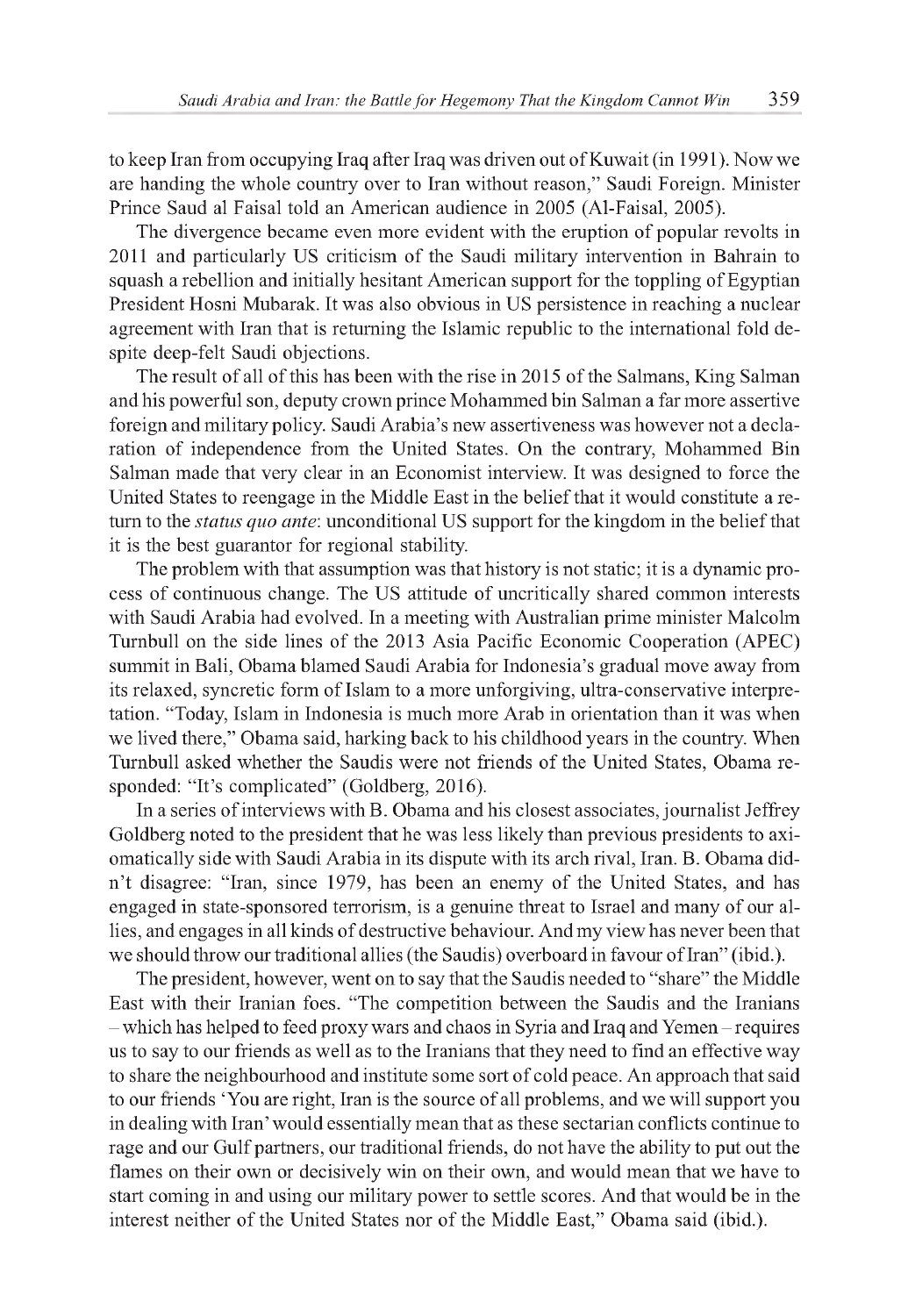to keep Iran from occupying Iraq after Iraq was driven out of Kuwait (in 1991). Now we are handing the whole country over to Iran without reason," Saudi Foreign. Minister Prince Saud al Faisal told an American audience in 2005 (Al-Faisal, 2005).

The divergence became even more evident with the eruption of popular revolts in 2011 and particularly US criticism of the Saudi military intervention in Bahrain to squash a rebellion and initially hesitant American support for the toppling of Egyptian President Hosni Mubarak. It was also obvious in US persistence in reaching a nuclear agreement with Iran that is returning the Islamic republic to the international fold despite deep-felt Saudi objections.

The result of all of this has been with the rise in 2015 of the Salmans, King Salman and his powerful son, deputy crown prince Mohammed bin Salman a far more assertive foreign and military policy. Saudi Arabia's new assertiveness was however not a declaration of independence from the United States. On the contrary, Mohammed Bin Salman made that very clear in an Economist interview. It was designed to force the United States to reengage in the Middle East in the belief that it would constitute a return to the *status quo ante*: unconditional US support for the kingdom in the belief that it is the best guarantor for regional stability.

The problem with that assumption was that history is not static; it is a dynamic process of continuous change. The US attitude of uncritically shared common interests with Saudi Arabia had evolved. In a meeting with Australian prime minister Malcolm Turnbull on the side lines of the 2013 Asia Pacific Economic Cooperation (APEC) summit in Bali, Obama blamed Saudi Arabia for Indonesia's gradual move away from its relaxed, syncretic form of Islam to a more unforgiving, ultra-conservative interpretation. "Today, Islam in Indonesia is much more Arab in orientation than it was when we lived there," Obama said, harking back to his childhood years in the country. When Turnbull asked whether the Saudis were not friends of the United States, Obama responded: "It's complicated" (Goldberg, 2016).

In a series of interviews with B. Obama and his closest associates, journalist Jeffrey Goldberg noted to the president that he was less likely than previous presidents to axiomatically side with Saudi Arabia in its dispute with its arch rival, Iran. B. Obama didn't disagree: "Iran, since 1979, has been an enemy of the United States, and has engaged in state-sponsored terrorism, is a genuine threat to Israel and many of our allies, and engages in all kinds of destructive behaviour. And my view has never been that we should throw our traditional allies (the Saudis) overboard in favour of Iran" (ibid.).

The president, however, went on to say that the Saudis needed to "share" the Middle East with their Iranian foes. "The competition between the Saudis and the Iranians – which has helped to feed proxy wars and chaos in Syria and Iraq and Yemen – requires us to say to our friends as well as to the Iranians that they need to find an effective way to share the neighbourhood and institute some sort of cold peace. An approach that said to our friends 'You are right, Iran is the source of all problems, and we will support you in dealing with Iran' would essentially mean that as these sectarian conflicts continue to rage and our Gulf partners, our traditional friends, do not have the ability to put out the flames on their own or decisively win on their own, and would mean that we have to start coming in and using our military power to settle scores. And that would be in the interest neither of the United States nor of the Middle East," Obama said (ibid.).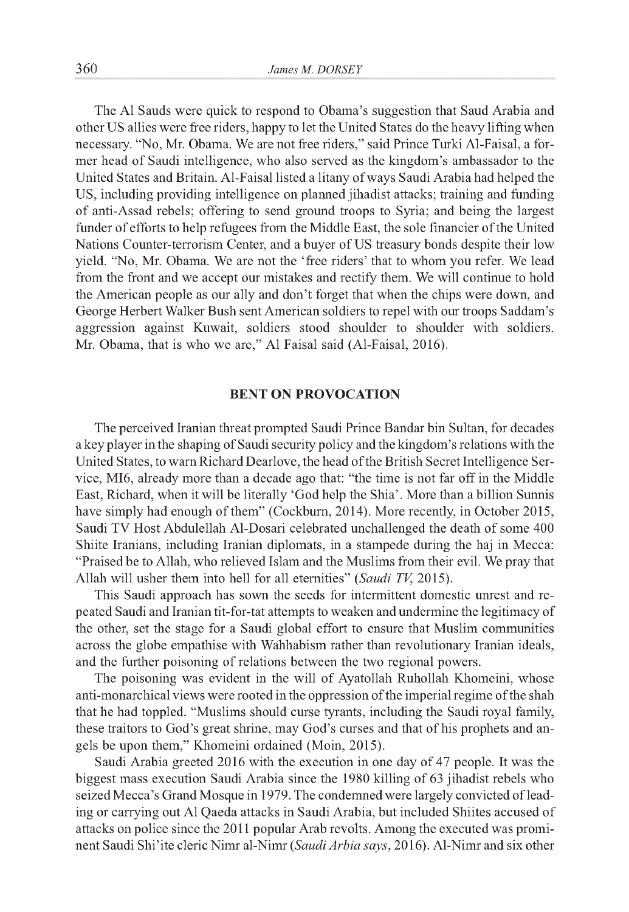The Al Sauds were quick to respond to Obama's suggestion that Saud Arabia and other US allies were free riders, happy to let the United States do the heavy lifting when necessary. "No, Mr. Obama. We are not free riders," said Prince Turki Al-Faisal, a former head of Saudi intelligence, who also served as the kingdom's ambassador to the United States and Britain. Al-Faisal listed a litany of ways Saudi Arabia had helped the US, including providing intelligence on planned jihadist attacks; training and funding of anti-Assad rebels; offering to send ground troops to Syria; and being the largest funder of efforts to help refugees from the Middle East, the sole financier of the United Nations Counter-terrorism Center, and a buyer of US treasury bonds despite their low yield. "No, Mr. Obama. We are not the 'free riders' that to whom you refer. We lead from the front and we accept our mistakes and rectify them. We will continue to hold the American people as our ally and don't forget that when the chips were down, and George Herbert Walker Bush sent American soldiers to repel with our troops Saddam's aggression against Kuwait, soldiers stood shoulder to shoulder with soldiers. Mr. Obama, that is who we are," Al Faisal said (Al-Faisal, 2016).

## BENT ON PROVOCATION

The perceived Iranian threat prompted Saudi Prince Bandar bin Sultan, for decades a key player in the shaping of Saudi security policy and the kingdom's relations with the United States, to warn Richard Dearlove, the head of the British Secret Intelligence Service, MI6, already more than a decade ago that: "the time is not far off in the Middle East, Richard, when it will be literally 'God help the Shia'. More than a billion Sunnis have simply had enough of them" (Cockburn, 2014). More recently, in October 2015, Saudi TV Host Abdulellah Al-Dosari celebrated unchallenged the death of some 400 Shiite Iranians, including Iranian diplomats, in a stampede during the haj in Mecca: "Praised be to Allah, who relieved Islam and the Muslims from their evil. We pray that Allah will usher them into hell for all eternities" (*Saudi TV*, 2015).

This Saudi approach has sown the seeds for intermittent domestic unrest and repeated Saudi and Iranian tit-for-tat attempts to weaken and undermine the legitimacy of the other, set the stage for a Saudi global effort to ensure that Muslim communities across the globe empathise with Wahhabism rather than revolutionary Iranian ideals, and the further poisoning of relations between the two regional powers.

The poisoning was evident in the will of Ayatollah Ruhollah Khomeini, whose anti-monarchical views were rooted in the oppression of the imperial regime of the shah that he had toppled. "Muslims should curse tyrants, including the Saudi royal family, these traitors to God's great shrine, may God's curses and that of his prophets and angels be upon them," Khomeini ordained (Moin, 2015).

Saudi Arabia greeted 2016 with the execution in one day of 47 people. It was the biggest mass execution Saudi Arabia since the 1980 killing of 63 jihadist rebels who seized Mecca's Grand Mosque in 1979. The condemned were largely convicted of leading or carrying out Al Qaeda attacks in Saudi Arabia, but included Shiites accused of attacks on police since the 2011 popular Arab revolts. Among the executed was prominent Saudi Shi'ite cleric Nimr al-Nimr (*Saudi Arbia says*, 2016). Al-Nimr and six other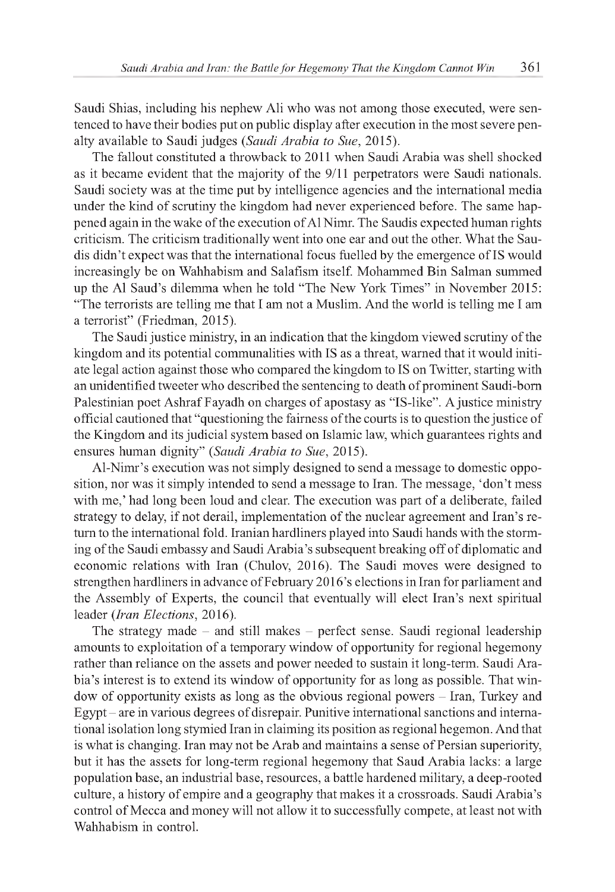Saudi Shias, including his nephew Ali who was not among those executed, were sentenced to have their bodies put on public display after execution in the most severe penalty available to Saudi judges (*Saudi Arabia to Sue*, 2015).

The fallout constituted a throwback to 2011 when Saudi Arabia was shell shocked as it became evident that the majority of the 9/11 perpetrators were Saudi nationals. Saudi society was at the time put by intelligence agencies and the international media under the kind of scrutiny the kingdom had never experienced before. The same happened again in the wake of the execution of Al Nimr. The Saudis expected human rights criticism. The criticism traditionally went into one ear and out the other. What the Saudis didn't expect was that the international focus fuelled by the emergence of IS would increasingly be on Wahhabism and Salafism itself. Mohammed Bin Salman summed up the Al Saud's dilemma when he told "The New York Times" in November 2015: "The terrorists are telling me that I am not a Muslim. And the world is telling me I am a terrorist" (Friedman, 2015).

The Saudi justice ministry, in an indication that the kingdom viewed scrutiny of the kingdom and its potential communalities with IS as a threat, warned that it would initiate legal action against those who compared the kingdom to IS on Twitter, starting with an unidentified tweeter who described the sentencing to death of prominent Saudi-born Palestinian poet Ashraf Fayadh on charges of apostasy as "IS-like". A justice ministry official cautioned that "questioning the fairness of the courts is to question the justice of the Kingdom and its judicial system based on Islamic law, which guarantees rights and ensures human dignity" (*Saudi Arabia to Sue*, 2015).

Al-Nimr's execution was not simply designed to send a message to domestic opposition, nor was it simply intended to send a message to Iran. The message, 'don't mess with me,' had long been loud and clear. The execution was part of a deliberate, failed strategy to delay, if not derail, implementation of the nuclear agreement and Iran's return to the international fold. Iranian hardliners played into Saudi hands with the storming of the Saudi embassy and Saudi Arabia's subsequent breaking off of diplomatic and economic relations with Iran (Chulov, 2016). The Saudi moves were designed to strengthen hardliners in advance of February 2016's elections in Iran for parliament and the Assembly of Experts, the council that eventually will elect Iran's next spiritual leader (*Iran Elections*, 2016).

The strategy made – and still makes – perfect sense. Saudi regional leadership amounts to exploitation of a temporary window of opportunity for regional hegemony rather than reliance on the assets and power needed to sustain it long-term. Saudi Arabia's interest is to extend its window of opportunity for as long as possible. That window of opportunity exists as long as the obvious regional powers – Iran, Turkey and Egypt – are in various degrees of disrepair. Punitive international sanctions and international isolation long stymied Iran in claiming its position as regional hegemon. And that is what is changing. Iran may not be Arab and maintains a sense of Persian superiority, but it has the assets for long-term regional hegemony that Saud Arabia lacks: a large population base, an industrial base, resources, a battle hardened military, a deep-rooted culture, a history of empire and a geography that makes it a crossroads. Saudi Arabia's control of Mecca and money will not allow it to successfully compete, at least not with Wahhabism in control.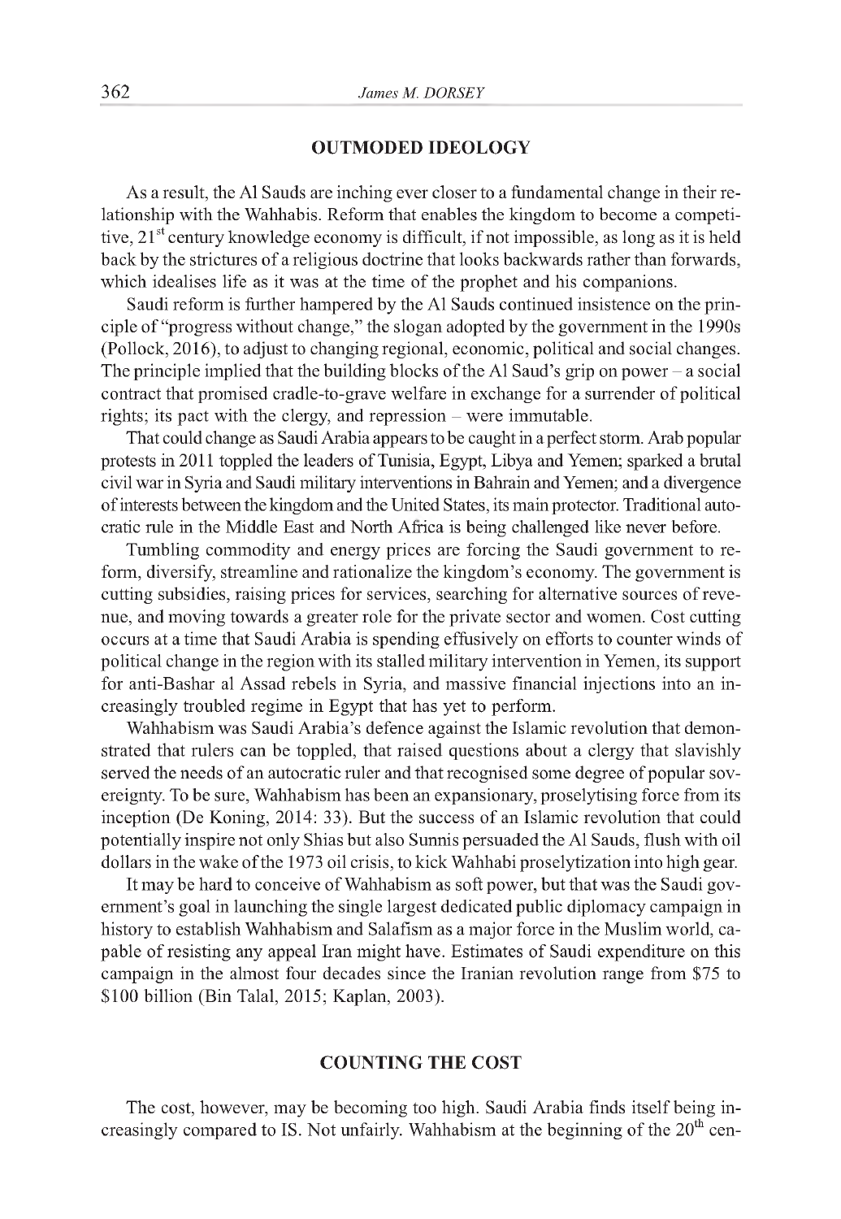## OUTMODED IDEOLOGY

As a result, the Al Sauds are inching ever closer to a fundamental change in their relationship with the Wahhabis. Reform that enables the kingdom to become a competitive, 21st century knowledge economy is difficult, if not impossible, as long as it is held back by the strictures of a religious doctrine that looks backwards rather than forwards, which idealises life as it was at the time of the prophet and his companions.

Saudi reform is further hampered by the Al Sauds continued insistence on the principle of "progress without change," the slogan adopted by the government in the 1990s (Pollock, 2016), to adjust to changing regional, economic, political and social changes. The principle implied that the building blocks of the Al Saud's grip on power – a social contract that promised cradle-to-grave welfare in exchange for a surrender of political rights; its pact with the clergy, and repression – were immutable.

That could change as Saudi Arabia appears to be caught in a perfect storm. Arab popular protests in 2011 toppled the leaders of Tunisia, Egypt, Libya and Yemen; sparked a brutal civil war in Syria and Saudi military interventions in Bahrain and Yemen; and a divergence of interests between the kingdom and the United States, its main protector. Traditional autocratic rule in the Middle East and North Africa is being challenged like never before.

Tumbling commodity and energy prices are forcing the Saudi government to reform, diversify, streamline and rationalize the kingdom's economy. The government is cutting subsidies, raising prices for services, searching for alternative sources of revenue, and moving towards a greater role for the private sector and women. Cost cutting occurs at a time that Saudi Arabia is spending effusively on efforts to counter winds of political change in the region with its stalled military intervention in Yemen, its support for anti-Bashar al Assad rebels in Syria, and massive financial injections into an increasingly troubled regime in Egypt that has yet to perform.

Wahhabism was Saudi Arabia's defence against the Islamic revolution that demonstrated that rulers can be toppled, that raised questions about a clergy that slavishly served the needs of an autocratic ruler and that recognised some degree of popular sovereignty. To be sure, Wahhabism has been an expansionary, proselytising force from its inception (De Koning, 2014: 33). But the success of an Islamic revolution that could potentially inspire not only Shias but also Sunnis persuaded the Al Sauds, flush with oil dollars in the wake of the 1973 oil crisis, to kick Wahhabi proselytization into high gear.

It may be hard to conceive of Wahhabism as soft power, but that was the Saudi government's goal in launching the single largest dedicated public diplomacy campaign in history to establish Wahhabism and Salafism as a major force in the Muslim world, capable of resisting any appeal Iran might have. Estimates of Saudi expenditure on this campaign in the almost four decades since the Iranian revolution range from $75 to $100 billion (Bin Talal, 2015; Kaplan, 2003).

## COUNTING THE COST

The cost, however, may be becoming too high. Saudi Arabia finds itself being increasingly compared to IS. Not unfairly. Wahhabism at the beginning of the 20th cen-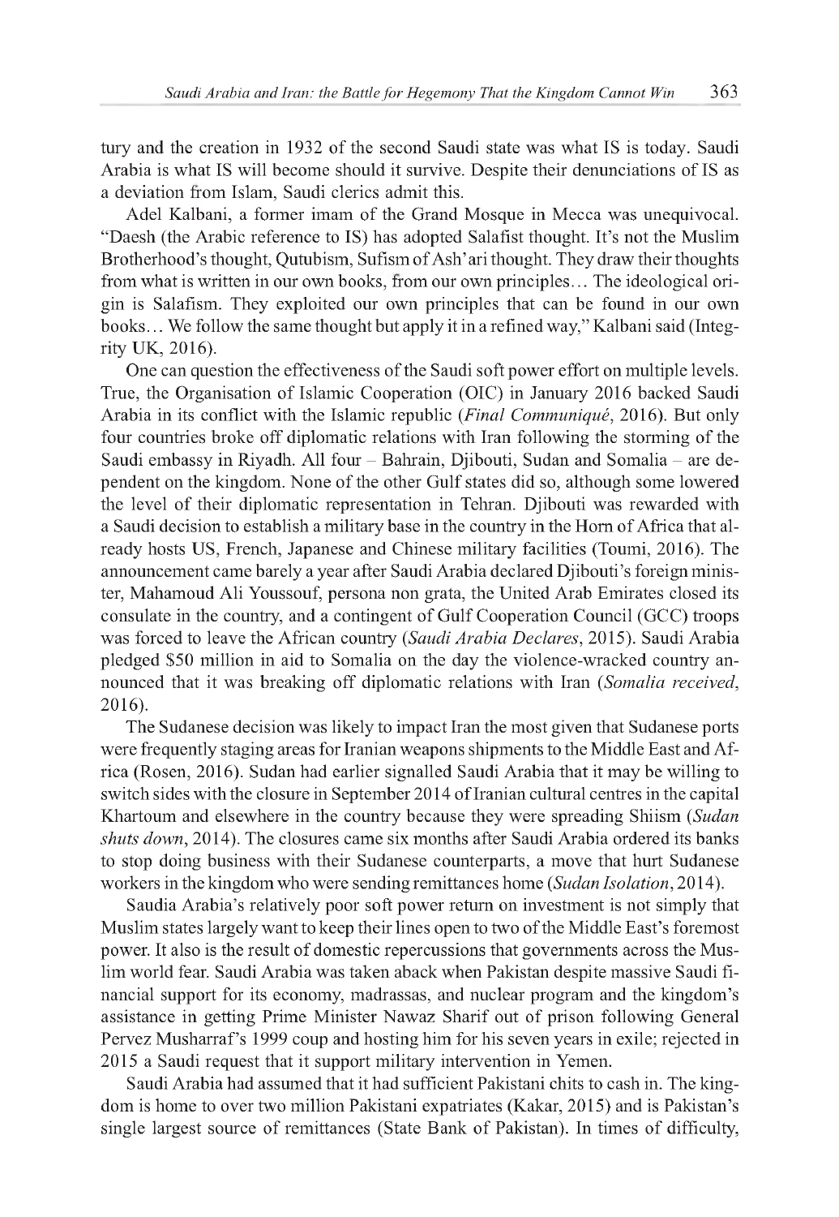tury and the creation in 1932 of the second Saudi state was what IS is today. Saudi Arabia is what IS will become should it survive. Despite their denunciations of IS as a deviation from Islam, Saudi clerics admit this.

Adel Kalbani, a former imam of the Grand Mosque in Mecca was unequivocal. "Daesh (the Arabic reference to IS) has adopted Salafist thought. It's not the Muslim Brotherhood's thought, Qutubism, Sufism of Ash'ari thought. They draw their thoughts from what is written in our own books, from our own principles… The ideological origin is Salafism. They exploited our own principles that can be found in our own books… We follow the same thought but apply it in a refined way," Kalbani said (Integrity UK, 2016).

One can question the effectiveness of the Saudi soft power effort on multiple levels. True, the Organisation of Islamic Cooperation (OIC) in January 2016 backed Saudi Arabia in its conflict with the Islamic republic (*Final Communiqué*, 2016). But only four countries broke off diplomatic relations with Iran following the storming of the Saudi embassy in Riyadh. All four – Bahrain, Djibouti, Sudan and Somalia – are dependent on the kingdom. None of the other Gulf states did so, although some lowered the level of their diplomatic representation in Tehran. Djibouti was rewarded with a Saudi decision to establish a military base in the country in the Horn of Africa that already hosts US, French, Japanese and Chinese military facilities (Toumi, 2016). The announcement came barely a year after Saudi Arabia declared Djibouti's foreign minister, Mahamoud Ali Youssouf, persona non grata, the United Arab Emirates closed its consulate in the country, and a contingent of Gulf Cooperation Council (GCC) troops was forced to leave the African country (*Saudi Arabia Declares*, 2015). Saudi Arabia pledged $50 million in aid to Somalia on the day the violence-wracked country announced that it was breaking off diplomatic relations with Iran (*Somalia received*, 2016).

The Sudanese decision was likely to impact Iran the most given that Sudanese ports were frequently staging areas for Iranian weapons shipments to the Middle East and Africa (Rosen, 2016). Sudan had earlier signalled Saudi Arabia that it may be willing to switch sides with the closure in September 2014 of Iranian cultural centres in the capital Khartoum and elsewhere in the country because they were spreading Shiism (*Sudan shuts down*, 2014). The closures came six months after Saudi Arabia ordered its banks to stop doing business with their Sudanese counterparts, a move that hurt Sudanese workers in the kingdom who were sending remittances home (*Sudan Isolation*, 2014).

Saudia Arabia's relatively poor soft power return on investment is not simply that Muslim states largely want to keep their lines open to two of the Middle East's foremost power. It also is the result of domestic repercussions that governments across the Muslim world fear. Saudi Arabia was taken aback when Pakistan despite massive Saudi financial support for its economy, madrassas, and nuclear program and the kingdom's assistance in getting Prime Minister Nawaz Sharif out of prison following General Pervez Musharraf's 1999 coup and hosting him for his seven years in exile; rejected in 2015 a Saudi request that it support military intervention in Yemen.

Saudi Arabia had assumed that it had sufficient Pakistani chits to cash in. The kingdom is home to over two million Pakistani expatriates (Kakar, 2015) and is Pakistan's single largest source of remittances (State Bank of Pakistan). In times of difficulty,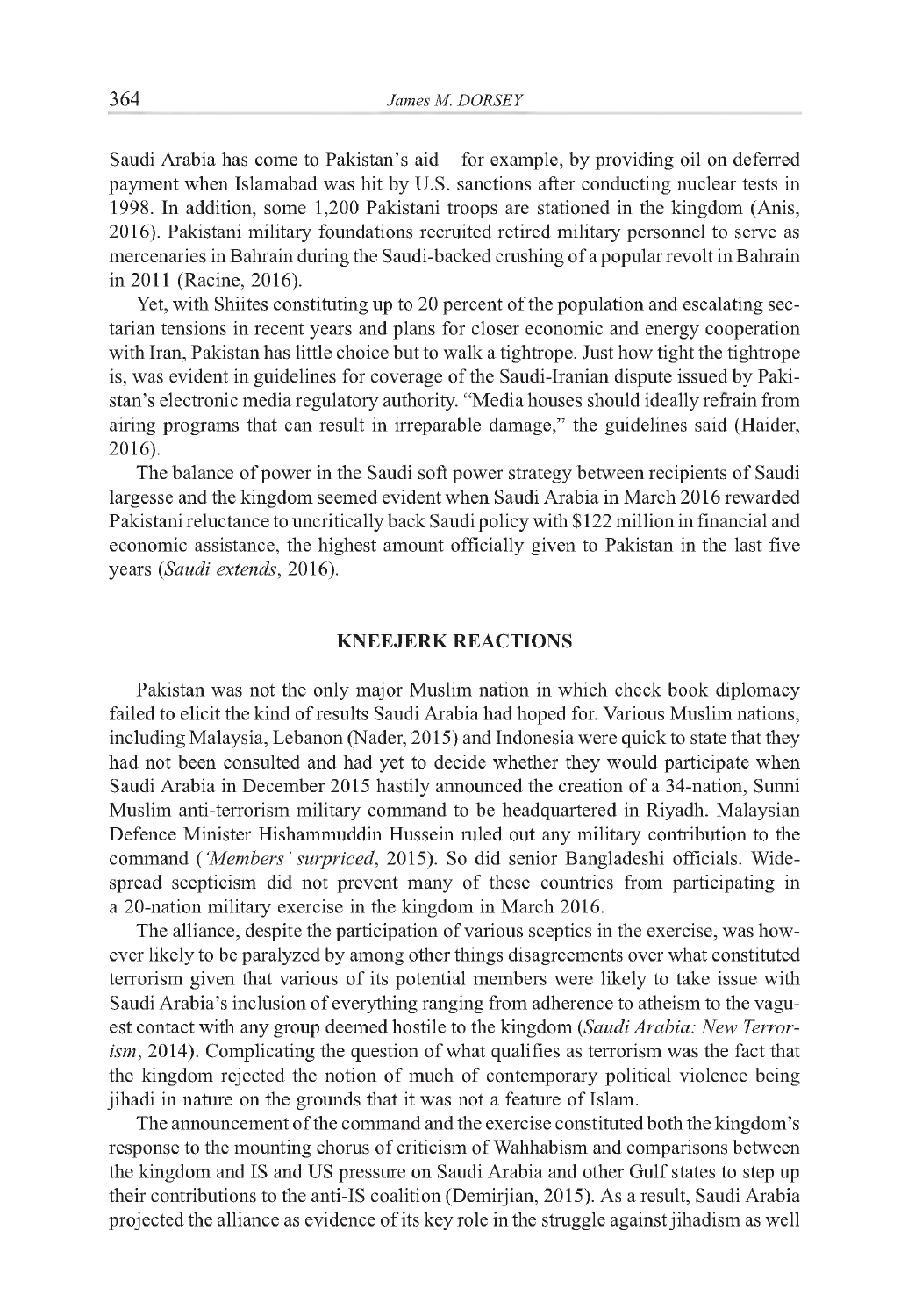Saudi Arabia has come to Pakistan's aid – for example, by providing oil on deferred payment when Islamabad was hit by U.S. sanctions after conducting nuclear tests in 1998. In addition, some 1,200 Pakistani troops are stationed in the kingdom (Anis, 2016). Pakistani military foundations recruited retired military personnel to serve as mercenaries in Bahrain during the Saudi-backed crushing of a popular revolt in Bahrain in 2011 (Racine, 2016).

Yet, with Shiites constituting up to 20 percent of the population and escalating sectarian tensions in recent years and plans for closer economic and energy cooperation with Iran, Pakistan has little choice but to walk a tightrope. Just how tight the tightrope is, was evident in guidelines for coverage of the Saudi-Iranian dispute issued by Pakistan's electronic media regulatory authority. "Media houses should ideally refrain from airing programs that can result in irreparable damage," the guidelines said (Haider, 2016).

The balance of power in the Saudi soft power strategy between recipients of Saudi largesse and the kingdom seemed evident when Saudi Arabia in March 2016 rewarded Pakistani reluctance to uncritically back Saudi policy with $122 million in financial and economic assistance, the highest amount officially given to Pakistan in the last five years (*Saudi extends*, 2016).

## KNEEJERK REACTIONS

Pakistan was not the only major Muslim nation in which check book diplomacy failed to elicit the kind of results Saudi Arabia had hoped for. Various Muslim nations, including Malaysia, Lebanon (Nader, 2015) and Indonesia were quick to state that they had not been consulted and had yet to decide whether they would participate when Saudi Arabia in December 2015 hastily announced the creation of a 34-nation, Sunni Muslim anti-terrorism military command to be headquartered in Riyadh. Malaysian Defence Minister Hishammuddin Hussein ruled out any military contribution to the command (*'Members' surpriced*, 2015). So did senior Bangladeshi officials. Widespread scepticism did not prevent many of these countries from participating in a 20-nation military exercise in the kingdom in March 2016.

The alliance, despite the participation of various sceptics in the exercise, was however likely to be paralyzed by among other things disagreements over what constituted terrorism given that various of its potential members were likely to take issue with Saudi Arabia's inclusion of everything ranging from adherence to atheism to the vaguest contact with any group deemed hostile to the kingdom (*Saudi Arabia: New Terrorism*, 2014). Complicating the question of what qualifies as terrorism was the fact that the kingdom rejected the notion of much of contemporary political violence being jihadi in nature on the grounds that it was not a feature of Islam.

The announcement of the command and the exercise constituted both the kingdom's response to the mounting chorus of criticism of Wahhabism and comparisons between the kingdom and IS and US pressure on Saudi Arabia and other Gulf states to step up their contributions to the anti-IS coalition (Demirjian, 2015). As a result, Saudi Arabia projected the alliance as evidence of its key role in the struggle against jihadism as well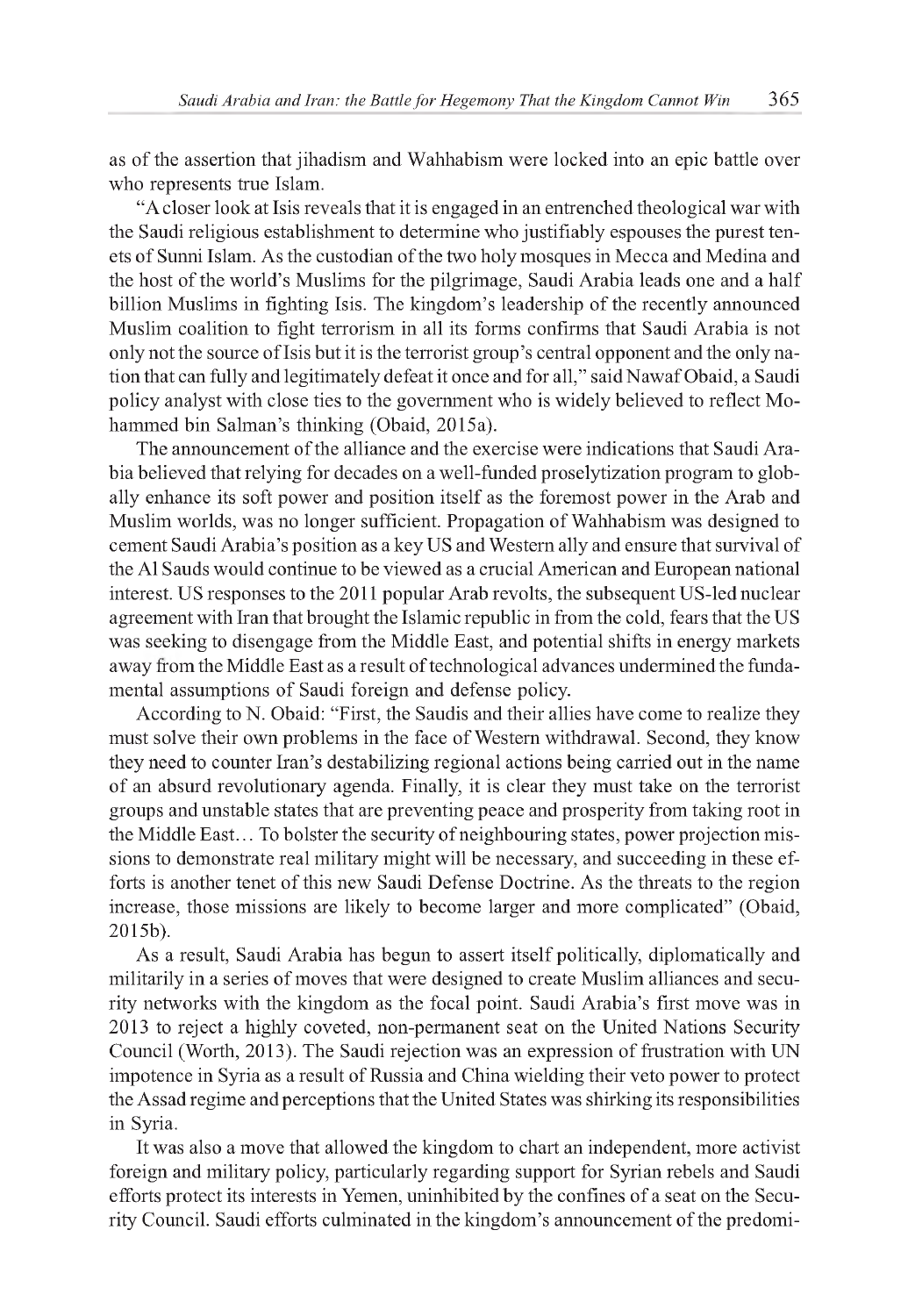as of the assertion that jihadism and Wahhabism were locked into an epic battle over who represents true Islam.

"A closer look at Isis reveals that it is engaged in an entrenched theological war with the Saudi religious establishment to determine who justifiably espouses the purest tenets of Sunni Islam. As the custodian of the two holy mosques in Mecca and Medina and the host of the world's Muslims for the pilgrimage, Saudi Arabia leads one and a half billion Muslims in fighting Isis. The kingdom's leadership of the recently announced Muslim coalition to fight terrorism in all its forms confirms that Saudi Arabia is not only not the source of Isis but it is the terrorist group's central opponent and the only nation that can fully and legitimately defeat it once and for all," said Nawaf Obaid, a Saudi policy analyst with close ties to the government who is widely believed to reflect Mohammed bin Salman's thinking (Obaid, 2015a).

The announcement of the alliance and the exercise were indications that Saudi Arabia believed that relying for decades on a well-funded proselytization program to globally enhance its soft power and position itself as the foremost power in the Arab and Muslim worlds, was no longer sufficient. Propagation of Wahhabism was designed to cement Saudi Arabia's position as a key US and Western ally and ensure that survival of the Al Sauds would continue to be viewed as a crucial American and European national interest. US responses to the 2011 popular Arab revolts, the subsequent US-led nuclear agreement with Iran that brought the Islamic republic in from the cold, fears that the US was seeking to disengage from the Middle East, and potential shifts in energy markets away from the Middle East as a result of technological advances undermined the fundamental assumptions of Saudi foreign and defense policy.

According to N. Obaid: "First, the Saudis and their allies have come to realize they must solve their own problems in the face of Western withdrawal. Second, they know they need to counter Iran's destabilizing regional actions being carried out in the name of an absurd revolutionary agenda. Finally, it is clear they must take on the terrorist groups and unstable states that are preventing peace and prosperity from taking root in the Middle East… To bolster the security of neighbouring states, power projection missions to demonstrate real military might will be necessary, and succeeding in these efforts is another tenet of this new Saudi Defense Doctrine. As the threats to the region increase, those missions are likely to become larger and more complicated" (Obaid, 2015b).

As a result, Saudi Arabia has begun to assert itself politically, diplomatically and militarily in a series of moves that were designed to create Muslim alliances and security networks with the kingdom as the focal point. Saudi Arabia's first move was in 2013 to reject a highly coveted, non-permanent seat on the United Nations Security Council (Worth, 2013). The Saudi rejection was an expression of frustration with UN impotence in Syria as a result of Russia and China wielding their veto power to protect the Assad regime and perceptions that the United States was shirking its responsibilities in Syria.

It was also a move that allowed the kingdom to chart an independent, more activist foreign and military policy, particularly regarding support for Syrian rebels and Saudi efforts protect its interests in Yemen, uninhibited by the confines of a seat on the Security Council. Saudi efforts culminated in the kingdom's announcement of the predomi-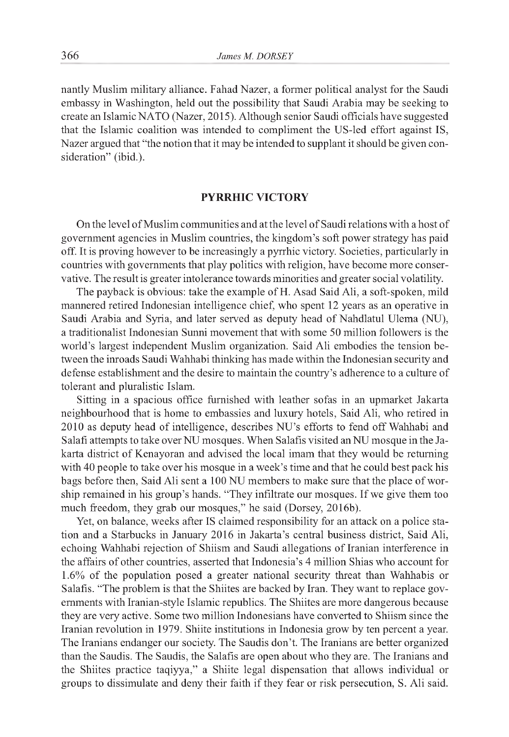nantly Muslim military alliance. Fahad Nazer, a former political analyst for the Saudi embassy in Washington, held out the possibility that Saudi Arabia may be seeking to create an Islamic NATO (Nazer, 2015). Although senior Saudi officials have suggested that the Islamic coalition was intended to compliment the US-led effort against IS, Nazer argued that "the notion that it may be intended to supplant it should be given consideration" (ibid.).

## PYRRHIC VICTORY

On the level of Muslim communities and at the level of Saudi relations with a host of government agencies in Muslim countries, the kingdom's soft power strategy has paid off. It is proving however to be increasingly a pyrrhic victory. Societies, particularly in countries with governments that play politics with religion, have become more conservative. The result is greater intolerance towards minorities and greater social volatility.

The payback is obvious: take the example of H. Asad Said Ali, a soft-spoken, mild mannered retired Indonesian intelligence chief, who spent 12 years as an operative in Saudi Arabia and Syria, and later served as deputy head of Nahdlatul Ulema (NU), a traditionalist Indonesian Sunni movement that with some 50 million followers is the world's largest independent Muslim organization. Said Ali embodies the tension between the inroads Saudi Wahhabi thinking has made within the Indonesian security and defense establishment and the desire to maintain the country's adherence to a culture of tolerant and pluralistic Islam.

Sitting in a spacious office furnished with leather sofas in an upmarket Jakarta neighbourhood that is home to embassies and luxury hotels, Said Ali, who retired in 2010 as deputy head of intelligence, describes NU's efforts to fend off Wahhabi and Salafi attempts to take over NU mosques. When Salafis visited an NU mosque in the Jakarta district of Kenayoran and advised the local imam that they would be returning with 40 people to take over his mosque in a week's time and that he could best pack his bags before then, Said Ali sent a 100 NU members to make sure that the place of worship remained in his group's hands. "They infiltrate our mosques. If we give them too much freedom, they grab our mosques," he said (Dorsey, 2016b).

Yet, on balance, weeks after IS claimed responsibility for an attack on a police station and a Starbucks in January 2016 in Jakarta's central business district, Said Ali, echoing Wahhabi rejection of Shiism and Saudi allegations of Iranian interference in the affairs of other countries, asserted that Indonesia's 4 million Shias who account for 1.6% of the population posed a greater national security threat than Wahhabis or Salafis. "The problem is that the Shiites are backed by Iran. They want to replace governments with Iranian-style Islamic republics. The Shiites are more dangerous because they are very active. Some two million Indonesians have converted to Shiism since the Iranian revolution in 1979. Shiite institutions in Indonesia grow by ten percent a year. The Iranians endanger our society. The Saudis don't. The Iranians are better organized than the Saudis. The Saudis, the Salafis are open about who they are. The Iranians and the Shiites practice taqiyya," a Shiite legal dispensation that allows individual or groups to dissimulate and deny their faith if they fear or risk persecution, S. Ali said.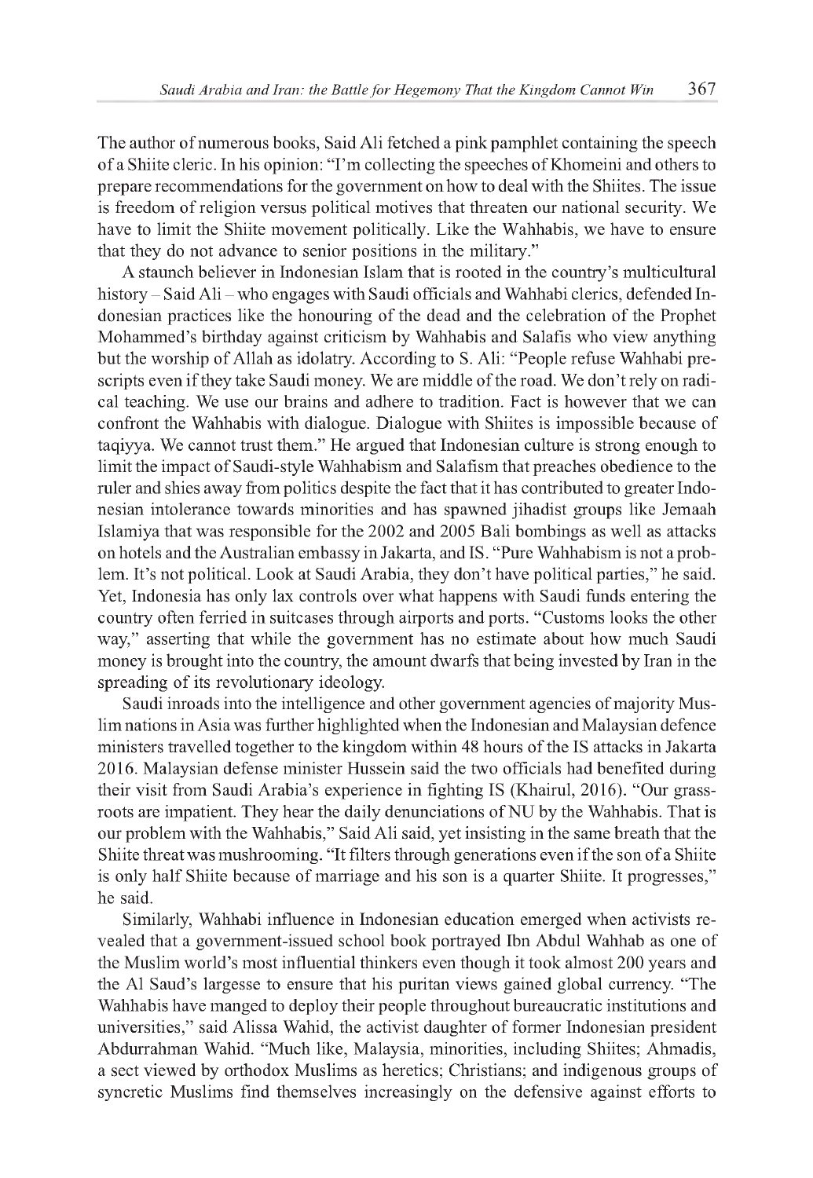The author of numerous books, Said Ali fetched a pink pamphlet containing the speech of a Shiite cleric. In his opinion: "I'm collecting the speeches of Khomeini and others to prepare recommendations for the government on how to deal with the Shiites. The issue is freedom of religion versus political motives that threaten our national security. We have to limit the Shiite movement politically. Like the Wahhabis, we have to ensure that they do not advance to senior positions in the military."

A staunch believer in Indonesian Islam that is rooted in the country's multicultural history – Said Ali – who engages with Saudi officials and Wahhabi clerics, defended Indonesian practices like the honouring of the dead and the celebration of the Prophet Mohammed's birthday against criticism by Wahhabis and Salafis who view anything but the worship of Allah as idolatry. According to S. Ali: "People refuse Wahhabi prescripts even if they take Saudi money. We are middle of the road. We don't rely on radical teaching. We use our brains and adhere to tradition. Fact is however that we can confront the Wahhabis with dialogue. Dialogue with Shiites is impossible because of taqiyya. We cannot trust them." He argued that Indonesian culture is strong enough to limit the impact of Saudi-style Wahhabism and Salafism that preaches obedience to the ruler and shies away from politics despite the fact that it has contributed to greater Indonesian intolerance towards minorities and has spawned jihadist groups like Jemaah Islamiya that was responsible for the 2002 and 2005 Bali bombings as well as attacks on hotels and the Australian embassy in Jakarta, and IS. "Pure Wahhabism is not a problem. It's not political. Look at Saudi Arabia, they don't have political parties," he said. Yet, Indonesia has only lax controls over what happens with Saudi funds entering the country often ferried in suitcases through airports and ports. "Customs looks the other way," asserting that while the government has no estimate about how much Saudi money is brought into the country, the amount dwarfs that being invested by Iran in the spreading of its revolutionary ideology.

Saudi inroads into the intelligence and other government agencies of majority Muslim nations in Asia was further highlighted when the Indonesian and Malaysian defence ministers travelled together to the kingdom within 48 hours of the IS attacks in Jakarta 2016. Malaysian defense minister Hussein said the two officials had benefited during their visit from Saudi Arabia's experience in fighting IS (Khairul, 2016). "Our grassroots are impatient. They hear the daily denunciations of NU by the Wahhabis. That is our problem with the Wahhabis," Said Ali said, yet insisting in the same breath that the Shiite threat was mushrooming. "It filters through generations even if the son of a Shiite is only half Shiite because of marriage and his son is a quarter Shiite. It progresses," he said.

Similarly, Wahhabi influence in Indonesian education emerged when activists revealed that a government-issued school book portrayed Ibn Abdul Wahhab as one of the Muslim world's most influential thinkers even though it took almost 200 years and the Al Saud's largesse to ensure that his puritan views gained global currency. "The Wahhabis have manged to deploy their people throughout bureaucratic institutions and universities," said Alissa Wahid, the activist daughter of former Indonesian president Abdurrahman Wahid. "Much like, Malaysia, minorities, including Shiites; Ahmadis, a sect viewed by orthodox Muslims as heretics; Christians; and indigenous groups of syncretic Muslims find themselves increasingly on the defensive against efforts to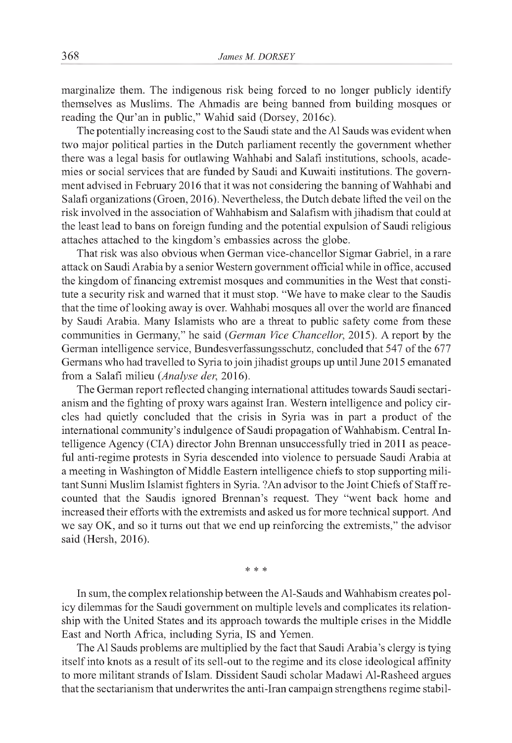marginalize them. The indigenous risk being forced to no longer publicly identify themselves as Muslims. The Ahmadis are being banned from building mosques or reading the Qur'an in public," Wahid said (Dorsey, 2016c).

The potentially increasing cost to the Saudi state and the Al Sauds was evident when two major political parties in the Dutch parliament recently the government whether there was a legal basis for outlawing Wahhabi and Salafi institutions, schools, academies or social services that are funded by Saudi and Kuwaiti institutions. The government advised in February 2016 that it was not considering the banning of Wahhabi and Salafi organizations (Groen, 2016). Nevertheless, the Dutch debate lifted the veil on the risk involved in the association of Wahhabism and Salafism with jihadism that could at the least lead to bans on foreign funding and the potential expulsion of Saudi religious attaches attached to the kingdom's embassies across the globe.

That risk was also obvious when German vice-chancellor Sigmar Gabriel, in a rare attack on Saudi Arabia by a senior Western government official while in office, accused the kingdom of financing extremist mosques and communities in the West that constitute a security risk and warned that it must stop. "We have to make clear to the Saudis that the time of looking away is over. Wahhabi mosques all over the world are financed by Saudi Arabia. Many Islamists who are a threat to public safety come from these communities in Germany," he said (*German Vice Chancellor*, 2015). A report by the German intelligence service, Bundesverfassungsschutz, concluded that 547 of the 677 Germans who had travelled to Syria to join jihadist groups up until June 2015 emanated from a Salafi milieu (*Analyse der*, 2016).

The German report reflected changing international attitudes towards Saudi sectarianism and the fighting of proxy wars against Iran. Western intelligence and policy circles had quietly concluded that the crisis in Syria was in part a product of the international community's indulgence of Saudi propagation of Wahhabism. Central Intelligence Agency (CIA) director John Brennan unsuccessfully tried in 2011 as peaceful anti-regime protests in Syria descended into violence to persuade Saudi Arabia at a meeting in Washington of Middle Eastern intelligence chiefs to stop supporting militant Sunni Muslim Islamist fighters in Syria. ?An advisor to the Joint Chiefs of Staff recounted that the Saudis ignored Brennan's request. They "went back home and increased their efforts with the extremists and asked us for more technical support. And we say OK, and so it turns out that we end up reinforcing the extremists," the advisor said (Hersh, 2016).

\* \* \*

In sum, the complex relationship between the Al-Sauds and Wahhabism creates policy dilemmas for the Saudi government on multiple levels and complicates its relationship with the United States and its approach towards the multiple crises in the Middle East and North Africa, including Syria, IS and Yemen.

The Al Sauds problems are multiplied by the fact that Saudi Arabia's clergy is tying itself into knots as a result of its sell-out to the regime and its close ideological affinity to more militant strands of Islam. Dissident Saudi scholar Madawi Al-Rasheed argues that the sectarianism that underwrites the anti-Iran campaign strengthens regime stabil-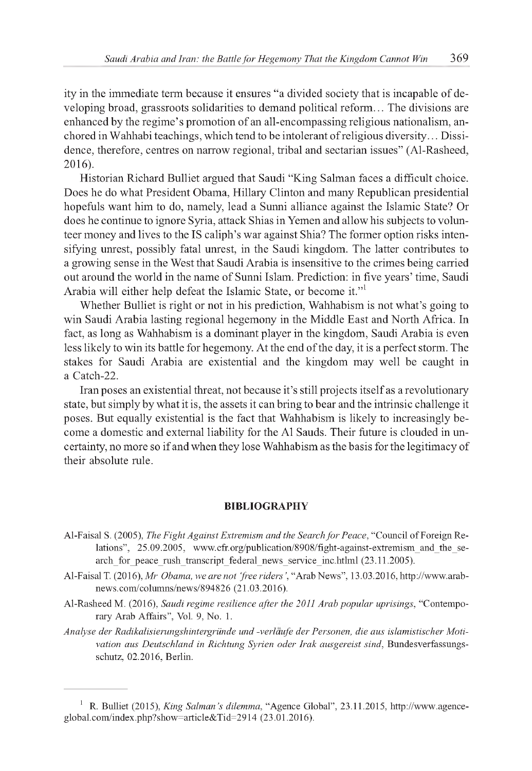ity in the immediate term because it ensures "a divided society that is incapable of developing broad, grassroots solidarities to demand political reform… The divisions are enhanced by the regime's promotion of an all-encompassing religious nationalism, anchored in Wahhabi teachings, which tend to be intolerant of religious diversity… Dissidence, therefore, centres on narrow regional, tribal and sectarian issues" (Al-Rasheed, 2016).

Historian Richard Bulliet argued that Saudi "King Salman faces a difficult choice. Does he do what President Obama, Hillary Clinton and many Republican presidential hopefuls want him to do, namely, lead a Sunni alliance against the Islamic State? Or does he continue to ignore Syria, attack Shias in Yemen and allow his subjects to volunteer money and lives to the IS caliph's war against Shia? The former option risks intensifying unrest, possibly fatal unrest, in the Saudi kingdom. The latter contributes to a growing sense in the West that Saudi Arabia is insensitive to the crimes being carried out around the world in the name of Sunni Islam. Prediction: in five years' time, Saudi Arabia will either help defeat the Islamic State, or become it."[1]

Whether Bulliet is right or not in his prediction, Wahhabism is not what's going to win Saudi Arabia lasting regional hegemony in the Middle East and North Africa. In fact, as long as Wahhabism is a dominant player in the kingdom, Saudi Arabia is even less likely to win its battle for hegemony. At the end of the day, it is a perfect storm. The stakes for Saudi Arabia are existential and the kingdom may well be caught in a Catch-22.

Iran poses an existential threat, not because it's still projects itself as a revolutionary state, but simply by what it is, the assets it can bring to bear and the intrinsic challenge it poses. But equally existential is the fact that Wahhabism is likely to increasingly become a domestic and external liability for the Al Sauds. Their future is clouded in uncertainty, no more so if and when they lose Wahhabism as the basis for the legitimacy of their absolute rule.

## BIBLIOGRAPHY

Al-Faisal S. (2005), *The Fight Against Extremism and the Search for Peace*, "Council of Foreign Relations", 25.09.2005, www.cfr.org/publication/8908/fight-against-extremism_and_the_search_for_peace_rush_transcript_federal_news_service_inc.htlml (23.11.2005).

Al-Faisal T. (2016), *Mr Obama, we are not 'free riders'*, "Arab News", 13.03.2016, http://www.arabnews.com/columns/news/894826 (21.03.2016).

Al-Rasheed M. (2016), *Saudi regime resilience after the 2011 Arab popular uprisings*, "Contemporary Arab Affairs", Vol. 9, No. 1.

*Analyse der Radikalisierungshintergründe und -verläufe der Personen, die aus islamistischer Motivation aus Deutschland in Richtung Syrien oder Irak ausgereist sind*, Bundesverfassungsschutz, 02.2016, Berlin.

---

[1] R. Bulliet (2015), *King Salman's dilemma*, "Agence Global", 23.11.2015, http://www.agenceglobal.com/index.php?show=article&Tid=2914 (23.01.2016).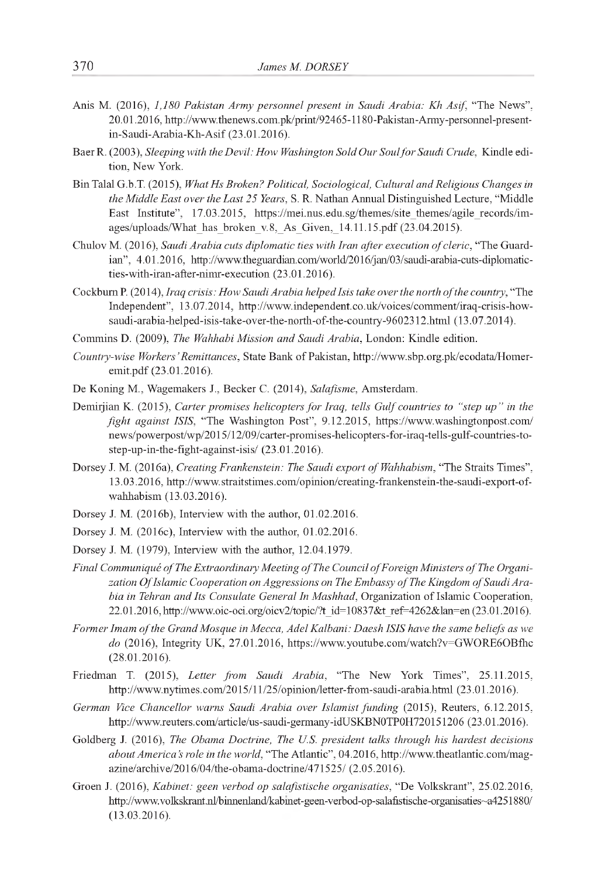Anis M. (2016), *1,180 Pakistan Army personnel present in Saudi Arabia: Kh Asif*, "The News", 20.01.2016, http://www.thenews.com.pk/print/92465-1180-Pakistan-Army-personnel-present-in-Saudi-Arabia-Kh-Asif (23.01.2016).

Baer R. (2003), *Sleeping with the Devil: How Washington Sold Our Soul for Saudi Crude*, Kindle edition, New York.

Bin Talal G.b.T. (2015), *What Hs Broken? Political, Sociological, Cultural and Religious Changes in the Middle East over the Last 25 Years*, S. R. Nathan Annual Distinguished Lecture, "Middle East Institute", 17.03.2015, https://mei.nus.edu.sg/themes/site_themes/agile_records/images/uploads/What_has_broken_v.8,_As_Given,_14.11.15.pdf (23.04.2015).

Chulov M. (2016), *Saudi Arabia cuts diplomatic ties with Iran after execution of cleric*, "The Guardian", 4.01.2016, http://www.theguardian.com/world/2016/jan/03/saudi-arabia-cuts-diplomatic-ties-with-iran-after-nimr-execution (23.01.2016).

Cockburn P. (2014), *Iraq crisis: How Saudi Arabia helped Isis take over the north of the country*, "The Independent", 13.07.2014, http://www.independent.co.uk/voices/comment/iraq-crisis-how-saudi-arabia-helped-isis-take-over-the-north-of-the-country-9602312.html (13.07.2014).

Commins D. (2009), *The Wahhabi Mission and Saudi Arabia*, London: Kindle edition.

*Country-wise Workers' Remittances*, State Bank of Pakistan, http://www.sbp.org.pk/ecodata/Homeremit.pdf (23.01.2016).

De Koning M., Wagemakers J., Becker C. (2014), *Salafisme*, Amsterdam.

Demirjian K. (2015), *Carter promises helicopters for Iraq, tells Gulf countries to "step up" in the fight against ISIS*, "The Washington Post", 9.12.2015, https://www.washingtonpost.com/news/powerpost/wp/2015/12/09/carter-promises-helicopters-for-iraq-tells-gulf-countries-to-step-up-in-the-fight-against-isis/ (23.01.2016).

Dorsey J. M. (2016a), *Creating Frankenstein: The Saudi export of Wahhabism*, "The Straits Times", 13.03.2016, http://www.straitstimes.com/opinion/creating-frankenstein-the-saudi-export-of-wahhabism (13.03.2016).

Dorsey J. M. (2016b), Interview with the author, 01.02.2016.

Dorsey J. M. (2016c), Interview with the author, 01.02.2016.

Dorsey J. M. (1979), Interview with the author, 12.04.1979.

*Final Communiqué of The Extraordinary Meeting of The Council of Foreign Ministers of The Organization Of Islamic Cooperation on Aggressions on The Embassy of The Kingdom of Saudi Arabia in Tehran and Its Consulate General In Mashhad*, Organization of Islamic Cooperation, 22.01.2016, http://www.oic-oci.org/oicv2/topic/?t_id=10837&t_ref=4262&lan=en (23.01.2016).

*Former Imam of the Grand Mosque in Mecca, Adel Kalbani: Daesh ISIS have the same beliefs as we do* (2016), Integrity UK, 27.01.2016, https://www.youtube.com/watch?v=GWORE6OBfhc (28.01.2016).

Friedman T. (2015), *Letter from Saudi Arabia*, "The New York Times", 25.11.2015, http://www.nytimes.com/2015/11/25/opinion/letter-from-saudi-arabia.html (23.01.2016).

*German Vice Chancellor warns Saudi Arabia over Islamist funding* (2015), Reuters, 6.12.2015, http://www.reuters.com/article/us-saudi-germany-idUSKBN0TP0H720151206 (23.01.2016).

Goldberg J. (2016), *The Obama Doctrine, The U.S. president talks through his hardest decisions about America's role in the world*, "The Atlantic", 04.2016, http://www.theatlantic.com/magazine/archive/2016/04/the-obama-doctrine/471525/ (2.05.2016).

Groen J. (2016), *Kabinet: geen verbod op salafistische organisaties*, "De Volkskrant", 25.02.2016, http://www.volkskrant.nl/binnenland/kabinet-geen-verbod-op-salafistische-organisaties~a4251880/ (13.03.2016).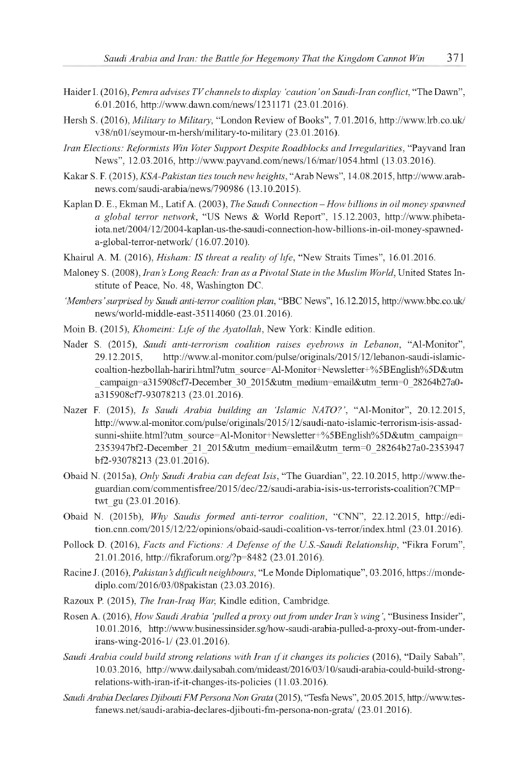Haider I. (2016), *Pemra advises TV channels to display 'caution' on Saudi-Iran conflict*, "The Dawn", 6.01.2016, http://www.dawn.com/news/1231171 (23.01.2016).

Hersh S. (2016), *Military to Military*, "London Review of Books", 7.01.2016, http://www.lrb.co.uk/v38/n01/seymour-m-hersh/military-to-military (23.01.2016).

*Iran Elections: Reformists Win Voter Support Despite Roadblocks and Irregularities*, "Payvand Iran News", 12.03.2016, http://www.payvand.com/news/16/mar/1054.html (13.03.2016).

Kakar S. F. (2015), *KSA-Pakistan ties touch new heights*, "Arab News", 14.08.2015, http://www.arabnews.com/saudi-arabia/news/790986 (13.10.2015).

Kaplan D. E., Ekman M., Latif A. (2003), *The Saudi Connection – How billions in oil money spawned a global terror network*, "US News & World Report", 15.12.2003, http://www.phibetaiota.net/2004/12/2004-kaplan-us-the-saudi-connection-how-billions-in-oil-money-spawned-a-global-terror-network/ (16.07.2010).

Khairul A. M. (2016), *Hisham: IS threat a reality of life*, "New Straits Times", 16.01.2016.

Maloney S. (2008), *Iran's Long Reach: Iran as a Pivotal State in the Muslim World*, United States Institute of Peace, No. 48, Washington DC.

*'Members' surprised by Saudi anti-terror coalition plan*, "BBC News", 16.12.2015, http://www.bbc.co.uk/news/world-middle-east-35114060 (23.01.2016).

Moin B. (2015), *Khomeini: Life of the Ayatollah*, New York: Kindle edition.

Nader S. (2015), *Saudi anti-terrorism coalition raises eyebrows in Lebanon*, "Al-Monitor", 29.12.2015, http://www.al-monitor.com/pulse/originals/2015/12/lebanon-saudi-islamic-coaltion-hezbollah-hariri.html?utm_source=Al-Monitor+Newsletter+%5BEnglish%5D&utm_campaign=a315908cf7-December_30_2015&utm_medium=email&utm_term=0_28264b27a0-a315908cf7-93078213 (23.01.2016).

Nazer F. (2015), *Is Saudi Arabia building an 'Islamic NATO?'*, "Al-Monitor", 20.12.2015, http://www.al-monitor.com/pulse/originals/2015/12/saudi-nato-islamic-terrorism-isis-assad-sunni-shiite.html?utm_source=Al-Monitor+Newsletter+%5BEnglish%5D&utm_campaign=2353947bf2-December_21_2015&utm_medium=email&utm_term=0_28264b27a0-2353947bf2-93078213 (23.01.2016).

Obaid N. (2015a), *Only Saudi Arabia can defeat Isis*, "The Guardian", 22.10.2015, http://www.theguardian.com/commentisfree/2015/dec/22/saudi-arabia-isis-us-terrorists-coalition?CMP=twt_gu (23.01.2016).

Obaid N. (2015b), *Why Saudis formed anti-terror coalition*, "CNN", 22.12.2015, http://edition.cnn.com/2015/12/22/opinions/obaid-saudi-coalition-vs-terror/index.html (23.01.2016).

Pollock D. (2016), *Facts and Fictions: A Defense of the U.S.-Saudi Relationship*, "Fikra Forum", 21.01.2016, http://fikraforum.org/?p=8482 (23.01.2016).

Racine J. (2016), *Pakistan's difficult neighbours*, "Le Monde Diplomatique", 03.2016, https://mondediplo.com/2016/03/08pakistan (23.03.2016).

Razoux P. (2015), *The Iran-Iraq War*, Kindle edition, Cambridge.

Rosen A. (2016), *How Saudi Arabia 'pulled a proxy out from under Iran's wing'*, "Business Insider", 10.01.2016, http://www.businessinsider.sg/how-saudi-arabia-pulled-a-proxy-out-from-under-irans-wing-2016-1/ (23.01.2016).

*Saudi Arabia could build strong relations with Iran if it changes its policies* (2016), "Daily Sabah", 10.03.2016, http://www.dailysabah.com/mideast/2016/03/10/saudi-arabia-could-build-strong-relations-with-iran-if-it-changes-its-policies (11.03.2016).

*Saudi Arabia Declares Djibouti FM Persona Non Grata* (2015), "Tesfa News", 20.05.2015, http://www.tesfanews.net/saudi-arabia-declares-djibouti-fm-persona-non-grata/ (23.01.2016).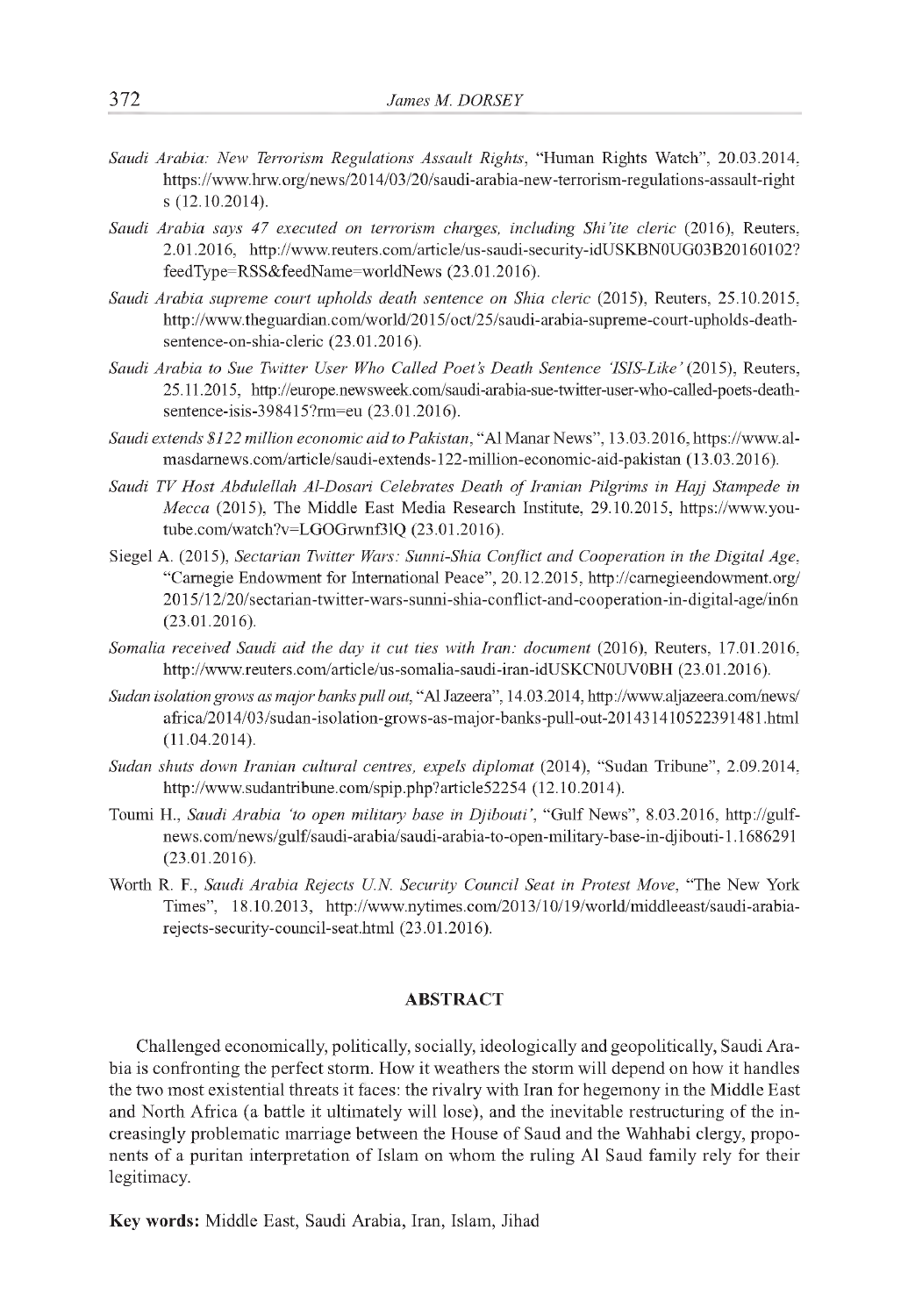*Saudi Arabia: New Terrorism Regulations Assault Rights*, "Human Rights Watch", 20.03.2014, https://www.hrw.org/news/2014/03/20/saudi-arabia-new-terrorism-regulations-assault-rights (12.10.2014).

*Saudi Arabia says 47 executed on terrorism charges, including Shi'ite cleric* (2016), Reuters, 2.01.2016, http://www.reuters.com/article/us-saudi-security-idUSKBN0UG03B20160102?feedType=RSS&feedName=worldNews (23.01.2016).

*Saudi Arabia supreme court upholds death sentence on Shia cleric* (2015), Reuters, 25.10.2015, http://www.theguardian.com/world/2015/oct/25/saudi-arabia-supreme-court-upholds-death-sentence-on-shia-cleric (23.01.2016).

*Saudi Arabia to Sue Twitter User Who Called Poet's Death Sentence 'ISIS-Like'* (2015), Reuters, 25.11.2015, http://europe.newsweek.com/saudi-arabia-sue-twitter-user-who-called-poets-death-sentence-isis-398415?rm=eu (23.01.2016).

*Saudi extends $122 million economic aid to Pakistan*, "Al Manar News", 13.03.2016, https://www.almasdarnews.com/article/saudi-extends-122-million-economic-aid-pakistan (13.03.2016).

*Saudi TV Host Abdulellah Al-Dosari Celebrates Death of Iranian Pilgrims in Hajj Stampede in Mecca* (2015), The Middle East Media Research Institute, 29.10.2015, https://www.youtube.com/watch?v=LGOGrwnf3lQ (23.01.2016).

Siegel A. (2015), *Sectarian Twitter Wars: Sunni-Shia Conflict and Cooperation in the Digital Age*, "Carnegie Endowment for International Peace", 20.12.2015, http://carnegieendowment.org/2015/12/20/sectarian-twitter-wars-sunni-shia-conflict-and-cooperation-in-digital-age/in6n (23.01.2016).

*Somalia received Saudi aid the day it cut ties with Iran: document* (2016), Reuters, 17.01.2016, http://www.reuters.com/article/us-somalia-saudi-iran-idUSKCN0UV0BH (23.01.2016).

*Sudan isolation grows as major banks pull out*, "Al Jazeera", 14.03.2014, http://www.aljazeera.com/news/africa/2014/03/sudan-isolation-grows-as-major-banks-pull-out-201431410522391481.html (11.04.2014).

*Sudan shuts down Iranian cultural centres, expels diplomat* (2014), "Sudan Tribune", 2.09.2014, http://www.sudantribune.com/spip.php?article52254 (12.10.2014).

Toumi H., *Saudi Arabia 'to open military base in Djibouti'*, "Gulf News", 8.03.2016, http://gulfnews.com/news/gulf/saudi-arabia/saudi-arabia-to-open-military-base-in-djibouti-1.1686291 (23.01.2016).

Worth R. F., *Saudi Arabia Rejects U.N. Security Council Seat in Protest Move*, "The New York Times", 18.10.2013, http://www.nytimes.com/2013/10/19/world/middleeast/saudi-arabia-rejects-security-council-seat.html (23.01.2016).

## ABSTRACT

Challenged economically, politically, socially, ideologically and geopolitically, Saudi Arabia is confronting the perfect storm. How it weathers the storm will depend on how it handles the two most existential threats it faces: the rivalry with Iran for hegemony in the Middle East and North Africa (a battle it ultimately will lose), and the inevitable restructuring of the increasingly problematic marriage between the House of Saud and the Wahhabi clergy, proponents of a puritan interpretation of Islam on whom the ruling Al Saud family rely for their legitimacy.

**Key words:** Middle East, Saudi Arabia, Iran, Islam, Jihad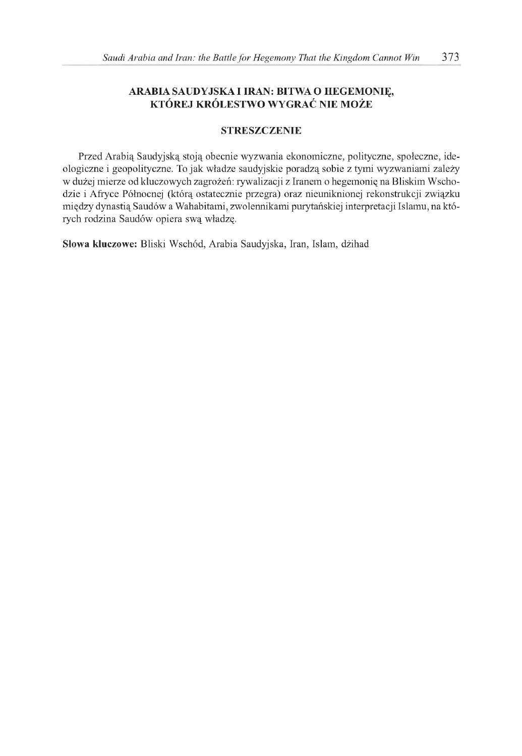## ARABIA SAUDYJSKA I IRAN: BITWA O HEGEMONIĘ, KTÓREJ KRÓLESTWO WYGRAĆ NIE MOŻE

### STRESZCZENIE

Przed Arabią Saudyjską stoją obecnie wyzwania ekonomiczne, polityczne, społeczne, ideologiczne i geopolityczne. To jak władze saudyjskie poradzą sobie z tymi wyzwaniami zależy w dużej mierze od kluczowych zagrożeń: rywalizacji z Iranem o hegemonię na Bliskim Wschodzie i Afryce Północnej (którą ostatecznie przegra) oraz nieuniknionej rekonstrukcji związku między dynastią Saudów a Wahabitami, zwolennikami purytańskiej interpretacji Islamu, na których rodzina Saudów opiera swą władzę.

**Słowa kluczowe:** Bliski Wschód, Arabia Saudyjska, Iran, Islam, dżihad